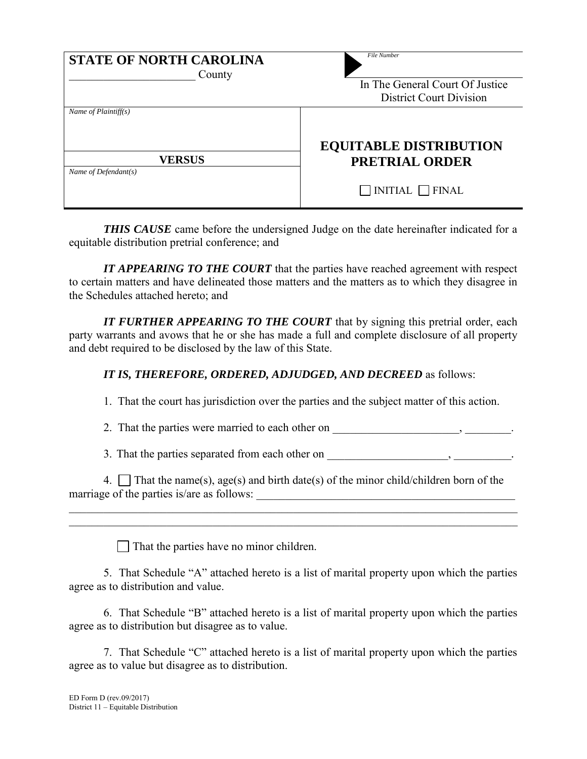**STATE OF NORTH CAROLINA**

_______________________ County

*File Number*

In The General Court Of Justice
District Court Division

*Name of Plaintiff(s)*

**VERSUS**

*Name of Defendant(s)*

# EQUITABLE DISTRIBUTION PRETRIAL ORDER

☐ INITIAL ☐ FINAL

***THIS CAUSE*** came before the undersigned Judge on the date hereinafter indicated for a equitable distribution pretrial conference; and

***IT APPEARING TO THE COURT*** that the parties have reached agreement with respect to certain matters and have delineated those matters and the matters as to which they disagree in the Schedules attached hereto; and

***IT FURTHER APPEARING TO THE COURT*** that by signing this pretrial order, each party warrants and avows that he or she has made a full and complete disclosure of all property and debt required to be disclosed by the law of this State.

***IT IS, THEREFORE, ORDERED, ADJUDGED, AND DECREED*** as follows:

1. That the court has jurisdiction over the parties and the subject matter of this action.

2. That the parties were married to each other on ______________________, ________.

3. That the parties separated from each other on _____________________, __________.

4. ☐ That the name(s), age(s) and birth date(s) of the minor child/children born of the marriage of the parties is/are as follows: ______________________________________________
_________________________________________________________________________________
_________________________________________________________________________________

☐ That the parties have no minor children.

5. That Schedule "A" attached hereto is a list of marital property upon which the parties agree as to distribution and value.

6. That Schedule "B" attached hereto is a list of marital property upon which the parties agree as to distribution but disagree as to value.

7. That Schedule "C" attached hereto is a list of marital property upon which the parties agree as to value but disagree as to distribution.

ED Form D (rev.09/2017)
District 11 – Equitable Distribution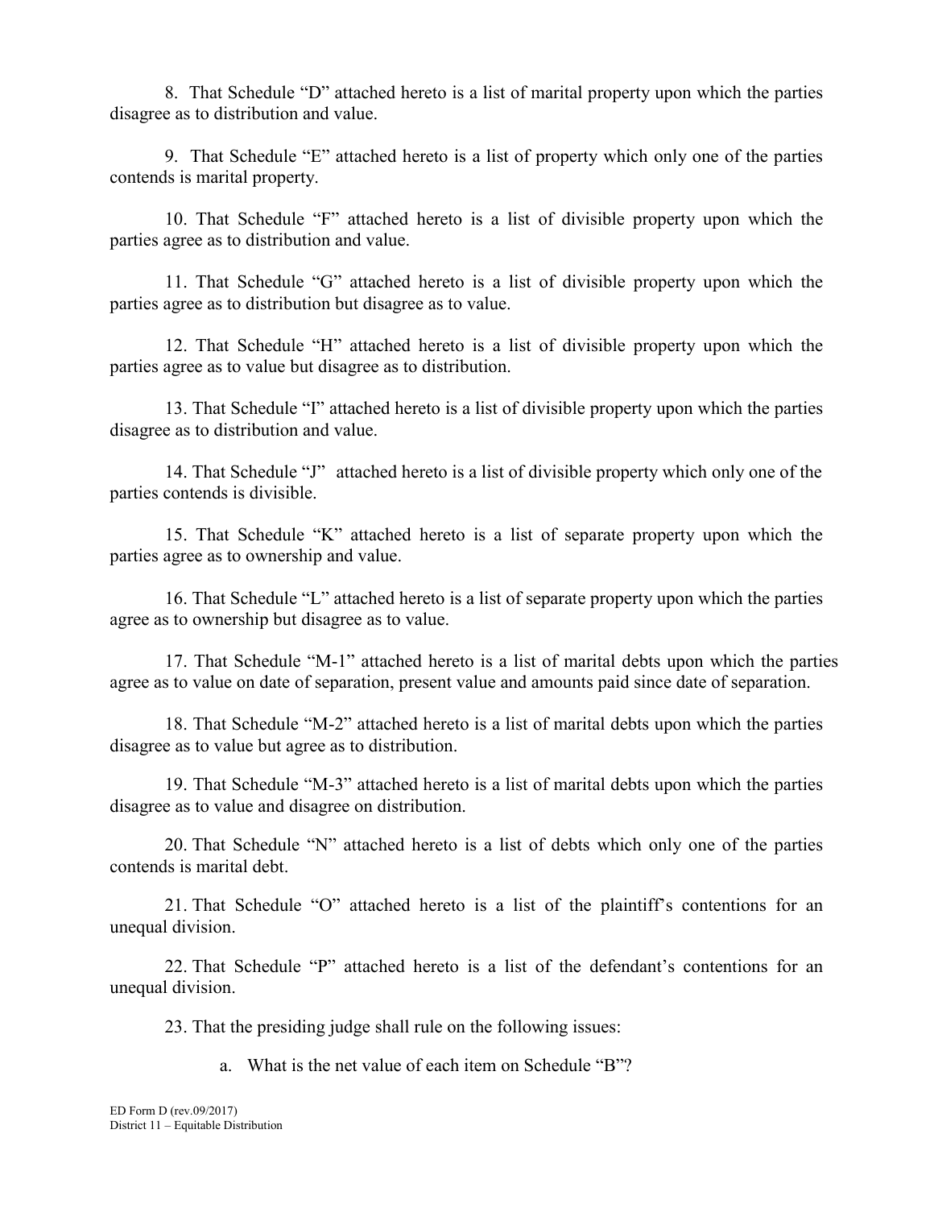8. That Schedule "D" attached hereto is a list of marital property upon which the parties disagree as to distribution and value.

9. That Schedule "E" attached hereto is a list of property which only one of the parties contends is marital property.

10. That Schedule "F" attached hereto is a list of divisible property upon which the parties agree as to distribution and value.

11. That Schedule "G" attached hereto is a list of divisible property upon which the parties agree as to distribution but disagree as to value.

12. That Schedule "H" attached hereto is a list of divisible property upon which the parties agree as to value but disagree as to distribution.

13. That Schedule "I" attached hereto is a list of divisible property upon which the parties disagree as to distribution and value.

14. That Schedule "J" attached hereto is a list of divisible property which only one of the parties contends is divisible.

15. That Schedule "K" attached hereto is a list of separate property upon which the parties agree as to ownership and value.

16. That Schedule "L" attached hereto is a list of separate property upon which the parties agree as to ownership but disagree as to value.

17. That Schedule "M-1" attached hereto is a list of marital debts upon which the parties agree as to value on date of separation, present value and amounts paid since date of separation.

18. That Schedule "M-2" attached hereto is a list of marital debts upon which the parties disagree as to value but agree as to distribution.

19. That Schedule "M-3" attached hereto is a list of marital debts upon which the parties disagree as to value and disagree on distribution.

20. That Schedule "N" attached hereto is a list of debts which only one of the parties contends is marital debt.

21. That Schedule "O" attached hereto is a list of the plaintiff's contentions for an unequal division.

22. That Schedule "P" attached hereto is a list of the defendant's contentions for an unequal division.

23. That the presiding judge shall rule on the following issues:

   a. What is the net value of each item on Schedule "B"?

ED Form D (rev.09/2017)
District 11 – Equitable Distribution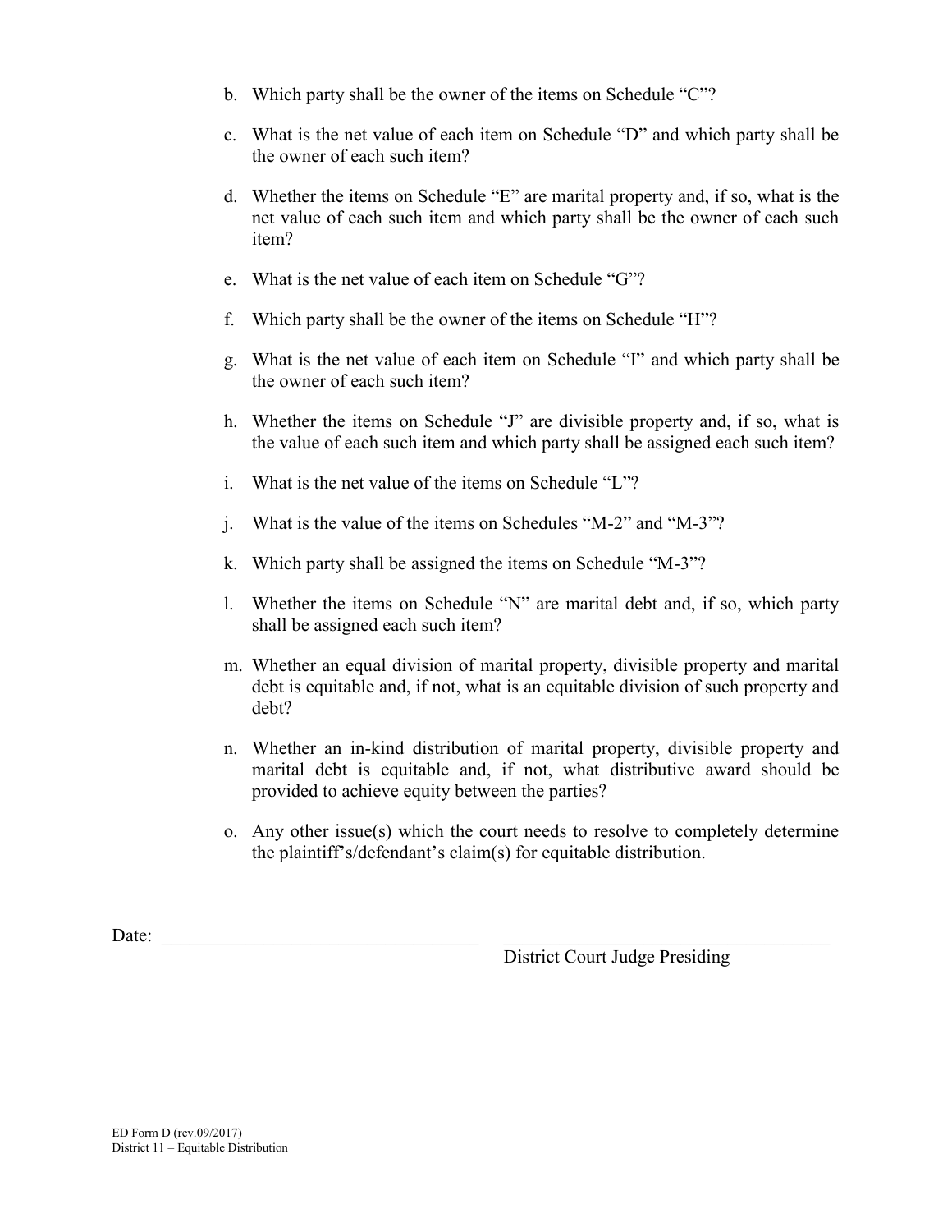b. Which party shall be the owner of the items on Schedule "C"?

c. What is the net value of each item on Schedule "D" and which party shall be the owner of each such item?

d. Whether the items on Schedule "E" are marital property and, if so, what is the net value of each such item and which party shall be the owner of each such item?

e. What is the net value of each item on Schedule "G"?

f. Which party shall be the owner of the items on Schedule "H"?

g. What is the net value of each item on Schedule "I" and which party shall be the owner of each such item?

h. Whether the items on Schedule "J" are divisible property and, if so, what is the value of each such item and which party shall be assigned each such item?

i. What is the net value of the items on Schedule "L"?

j. What is the value of the items on Schedules "M-2" and "M-3"?

k. Which party shall be assigned the items on Schedule "M-3"?

l. Whether the items on Schedule "N" are marital debt and, if so, which party shall be assigned each such item?

m. Whether an equal division of marital property, divisible property and marital debt is equitable and, if not, what is an equitable division of such property and debt?

n. Whether an in-kind distribution of marital property, divisible property and marital debt is equitable and, if not, what distributive award should be provided to achieve equity between the parties?

o. Any other issue(s) which the court needs to resolve to completely determine the plaintiff's/defendant's claim(s) for equitable distribution.

Date: ______________________________ ______________________________
District Court Judge Presiding

ED Form D (rev.09/2017)
District 11 – Equitable Distribution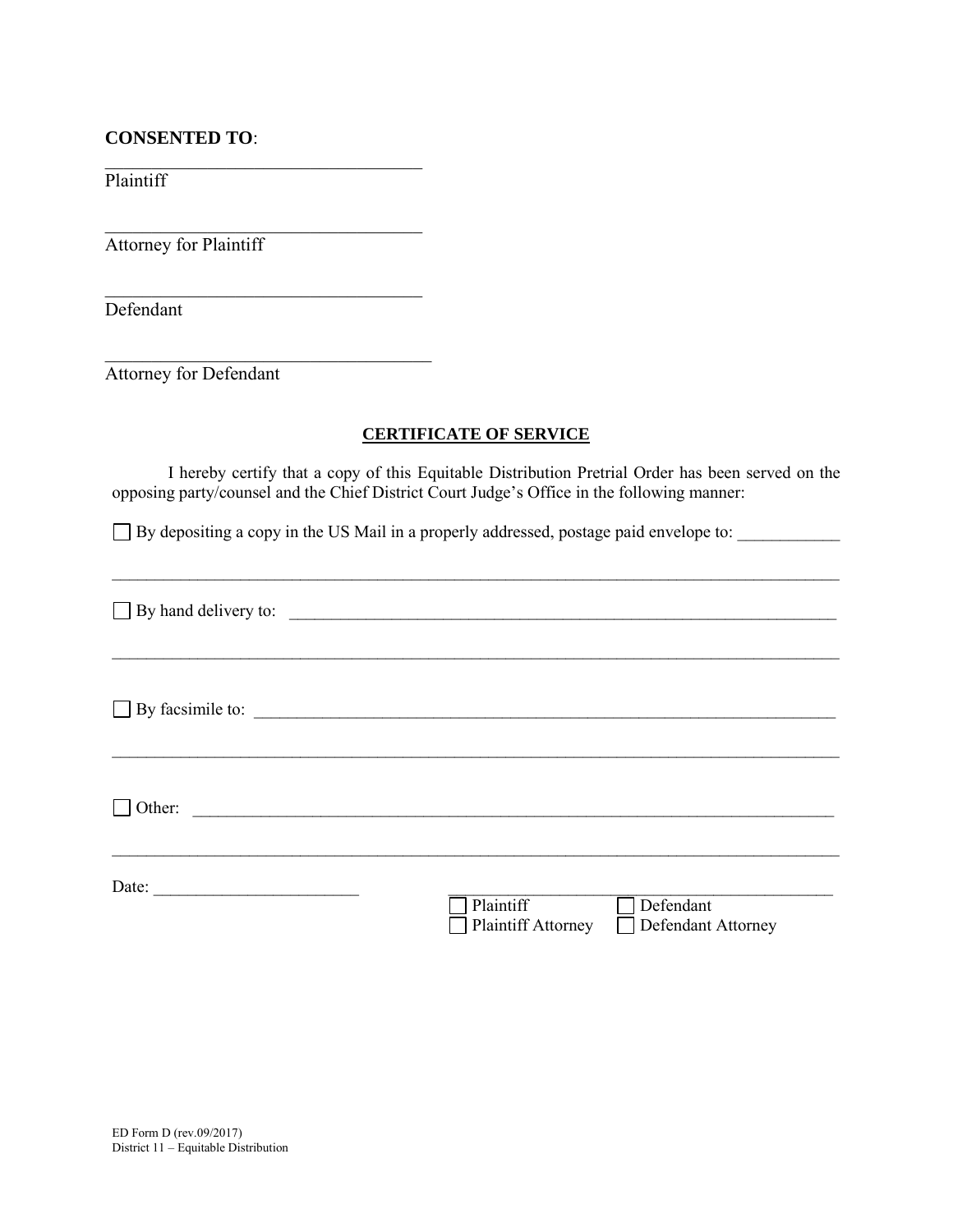**CONSENTED TO**:

\_\_\_\_\_\_\_\_\_\_\_\_\_\_\_\_\_\_\_\_\_\_\_\_\_\_\_\_\_\_\_\_\_\_\_
Plaintiff

\_\_\_\_\_\_\_\_\_\_\_\_\_\_\_\_\_\_\_\_\_\_\_\_\_\_\_\_\_\_\_\_\_\_\_
Attorney for Plaintiff

\_\_\_\_\_\_\_\_\_\_\_\_\_\_\_\_\_\_\_\_\_\_\_\_\_\_\_\_\_\_\_\_\_\_\_
Defendant

\_\_\_\_\_\_\_\_\_\_\_\_\_\_\_\_\_\_\_\_\_\_\_\_\_\_\_\_\_\_\_\_\_\_\_
Attorney for Defendant

**CERTIFICATE OF SERVICE**

I hereby certify that a copy of this Equitable Distribution Pretrial Order has been served on the opposing party/counsel and the Chief District Court Judge's Office in the following manner:

☐ By depositing a copy in the US Mail in a properly addressed, postage paid envelope to: \_\_\_\_\_\_\_\_\_\_\_\_

\_\_\_\_\_\_\_\_\_\_\_\_\_\_\_\_\_\_\_\_\_\_\_\_\_\_\_\_\_\_\_\_\_\_\_\_\_\_\_\_\_\_\_\_\_\_\_\_\_\_\_\_\_\_\_\_\_\_\_\_\_\_\_\_\_\_\_\_\_\_\_\_\_\_\_\_\_\_\_\_\_\_

☐ By hand delivery to: \_\_\_\_\_\_\_\_\_\_\_\_\_\_\_\_\_\_\_\_\_\_\_\_\_\_\_\_\_\_\_\_\_\_\_\_\_\_\_\_\_\_\_\_\_\_\_\_\_\_\_\_\_\_\_\_\_\_\_\_\_\_\_\_

\_\_\_\_\_\_\_\_\_\_\_\_\_\_\_\_\_\_\_\_\_\_\_\_\_\_\_\_\_\_\_\_\_\_\_\_\_\_\_\_\_\_\_\_\_\_\_\_\_\_\_\_\_\_\_\_\_\_\_\_\_\_\_\_\_\_\_\_\_\_\_\_\_\_\_\_\_\_\_\_\_\_

☐ By facsimile to: \_\_\_\_\_\_\_\_\_\_\_\_\_\_\_\_\_\_\_\_\_\_\_\_\_\_\_\_\_\_\_\_\_\_\_\_\_\_\_\_\_\_\_\_\_\_\_\_\_\_\_\_\_\_\_\_\_\_\_\_\_\_\_\_\_\_\_\_

\_\_\_\_\_\_\_\_\_\_\_\_\_\_\_\_\_\_\_\_\_\_\_\_\_\_\_\_\_\_\_\_\_\_\_\_\_\_\_\_\_\_\_\_\_\_\_\_\_\_\_\_\_\_\_\_\_\_\_\_\_\_\_\_\_\_\_\_\_\_\_\_\_\_\_\_\_\_\_\_\_\_

☐ Other: \_\_\_\_\_\_\_\_\_\_\_\_\_\_\_\_\_\_\_\_\_\_\_\_\_\_\_\_\_\_\_\_\_\_\_\_\_\_\_\_\_\_\_\_\_\_\_\_\_\_\_\_\_\_\_\_\_\_\_\_\_\_\_\_\_\_\_\_\_\_\_\_\_\_

\_\_\_\_\_\_\_\_\_\_\_\_\_\_\_\_\_\_\_\_\_\_\_\_\_\_\_\_\_\_\_\_\_\_\_\_\_\_\_\_\_\_\_\_\_\_\_\_\_\_\_\_\_\_\_\_\_\_\_\_\_\_\_\_\_\_\_\_\_\_\_\_\_\_\_\_\_\_\_\_\_\_

Date: \_\_\_\_\_\_\_\_\_\_\_\_\_\_\_\_\_\_\_\_\_\_\_\_ \_\_\_\_\_\_\_\_\_\_\_\_\_\_\_\_\_\_\_\_\_\_\_\_\_\_\_\_\_\_\_\_\_\_\_\_\_\_\_\_\_\_\_\_\_\_\_

☐ Plaintiff ☐ Defendant
☐ Plaintiff Attorney ☐ Defendant Attorney

ED Form D (rev.09/2017)
District 11 – Equitable Distribution